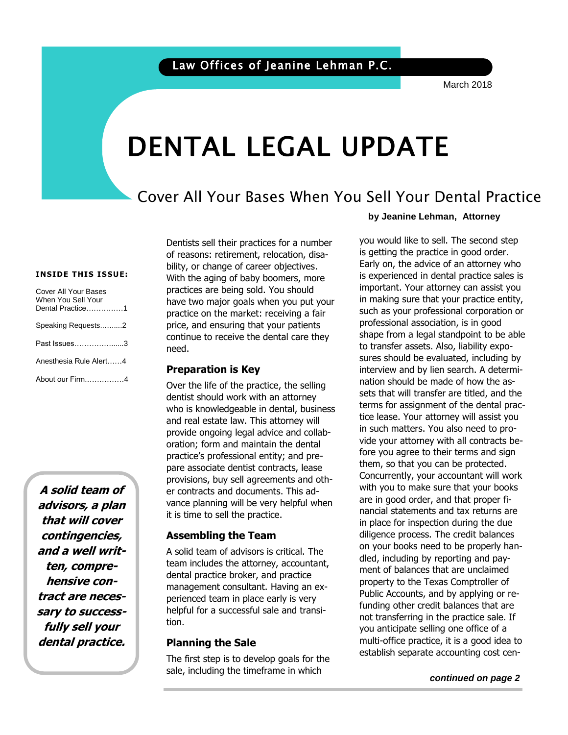Law Offices of Jeanine Lehman P.C.

March 2018

# DENTAL LEGAL UPDATE

## Cover All Your Bases When You Sell Your Dental Practice

**by Jeanine Lehman, Attorney**

**INSIDE THIS ISSUE:**

- Cover All Your Bases When You Sell Your Dental Practice……………1
- Speaking Requests….......2
- Past Issues……………......3
- Anesthesia Rule Alert……4
- About our Firm.…………….4

***A solid team of advisors, a plan that will cover contingencies, and a well written, comprehensive contract are necessary to successfully sell your dental practice.***

Dentists sell their practices for a number of reasons: retirement, relocation, disability, or change of career objectives. With the aging of baby boomers, more practices are being sold. You should have two major goals when you put your practice on the market: receiving a fair price, and ensuring that your patients continue to receive the dental care they need.

### Preparation is Key

Over the life of the practice, the selling dentist should work with an attorney who is knowledgeable in dental, business and real estate law. This attorney will provide ongoing legal advice and collaboration; form and maintain the dental practice's professional entity; and prepare associate dentist contracts, lease provisions, buy sell agreements and other contracts and documents. This advance planning will be very helpful when it is time to sell the practice.

### Assembling the Team

A solid team of advisors is critical. The team includes the attorney, accountant, dental practice broker, and practice management consultant. Having an experienced team in place early is very helpful for a successful sale and transition.

### Planning the Sale

The first step is to develop goals for the sale, including the timeframe in which you would like to sell. The second step is getting the practice in good order. Early on, the advice of an attorney who is experienced in dental practice sales is important. Your attorney can assist you in making sure that your practice entity, such as your professional corporation or professional association, is in good shape from a legal standpoint to be able to transfer assets. Also, liability exposures should be evaluated, including by interview and by lien search. A determination should be made of how the assets that will transfer are titled, and the terms for assignment of the dental practice lease. Your attorney will assist you in such matters. You also need to provide your attorney with all contracts before you agree to their terms and sign them, so that you can be protected. Concurrently, your accountant will work with you to make sure that your books are in good order, and that proper financial statements and tax returns are in place for inspection during the due diligence process. The credit balances on your books need to be properly handled, including by reporting and payment of balances that are unclaimed property to the Texas Comptroller of Public Accounts, and by applying or refunding other credit balances that are not transferring in the practice sale. If you anticipate selling one office of a multi-office practice, it is a good idea to establish separate accounting cost cen-

***continued on page 2***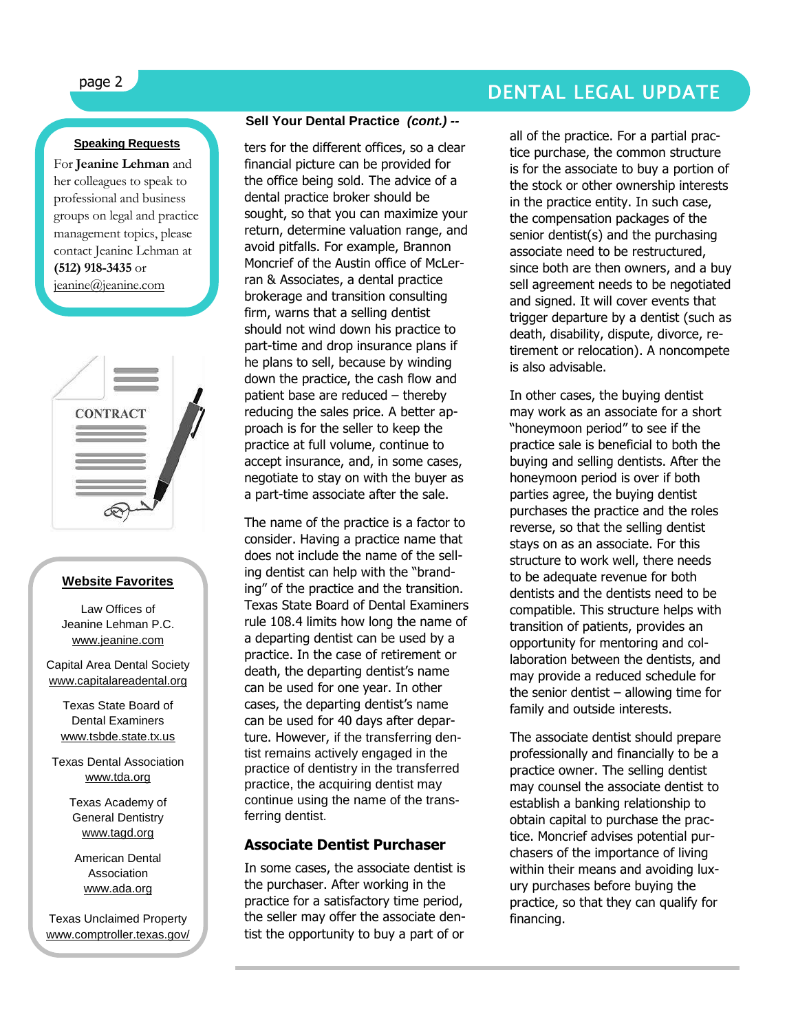### Speaking Requests

For **Jeanine Lehman** and her colleagues to speak to professional and business groups on legal and practice management topics, please contact Jeanine Lehman at **(512) 918-3435** or jeanine@jeanine.com

### Website Favorites

Law Offices of Jeanine Lehman P.C.
www.jeanine.com

Capital Area Dental Society
www.capitalareadental.org

Texas State Board of Dental Examiners
www.tsbde.state.tx.us

Texas Dental Association
www.tda.org

Texas Academy of General Dentistry
www.tagd.org

American Dental Association
www.ada.org

Texas Unclaimed Property
www.comptroller.texas.gov/

## Sell Your Dental Practice *(cont.)* --

ters for the different offices, so a clear financial picture can be provided for the office being sold. The advice of a dental practice broker should be sought, so that you can maximize your return, determine valuation range, and avoid pitfalls. For example, Brannon Moncrief of the Austin office of McLerran & Associates, a dental practice brokerage and transition consulting firm, warns that a selling dentist should not wind down his practice to part-time and drop insurance plans if he plans to sell, because by winding down the practice, the cash flow and patient base are reduced – thereby reducing the sales price. A better approach is for the seller to keep the practice at full volume, continue to accept insurance, and, in some cases, negotiate to stay on with the buyer as a part-time associate after the sale.

The name of the practice is a factor to consider. Having a practice name that does not include the name of the selling dentist can help with the "branding" of the practice and the transition. Texas State Board of Dental Examiners rule 108.4 limits how long the name of a departing dentist can be used by a practice. In the case of retirement or death, the departing dentist's name can be used for one year. In other cases, the departing dentist's name can be used for 40 days after departure. However, if the transferring dentist remains actively engaged in the practice of dentistry in the transferred practice, the acquiring dentist may continue using the name of the transferring dentist.

### Associate Dentist Purchaser

In some cases, the associate dentist is the purchaser. After working in the practice for a satisfactory time period, the seller may offer the associate dentist the opportunity to buy a part of or all of the practice. For a partial practice purchase, the common structure is for the associate to buy a portion of the stock or other ownership interests in the practice entity. In such case, the compensation packages of the senior dentist(s) and the purchasing associate need to be restructured, since both are then owners, and a buy sell agreement needs to be negotiated and signed. It will cover events that trigger departure by a dentist (such as death, disability, dispute, divorce, retirement or relocation). A noncompete is also advisable.

In other cases, the buying dentist may work as an associate for a short "honeymoon period" to see if the practice sale is beneficial to both the buying and selling dentists. After the honeymoon period is over if both parties agree, the buying dentist purchases the practice and the roles reverse, so that the selling dentist stays on as an associate. For this structure to work well, there needs to be adequate revenue for both dentists and the dentists need to be compatible. This structure helps with transition of patients, provides an opportunity for mentoring and collaboration between the dentists, and may provide a reduced schedule for the senior dentist – allowing time for family and outside interests.

The associate dentist should prepare professionally and financially to be a practice owner. The selling dentist may counsel the associate dentist to establish a banking relationship to obtain capital to purchase the practice. Moncrief advises potential purchasers of the importance of living within their means and avoiding luxury purchases before buying the practice, so that they can qualify for financing.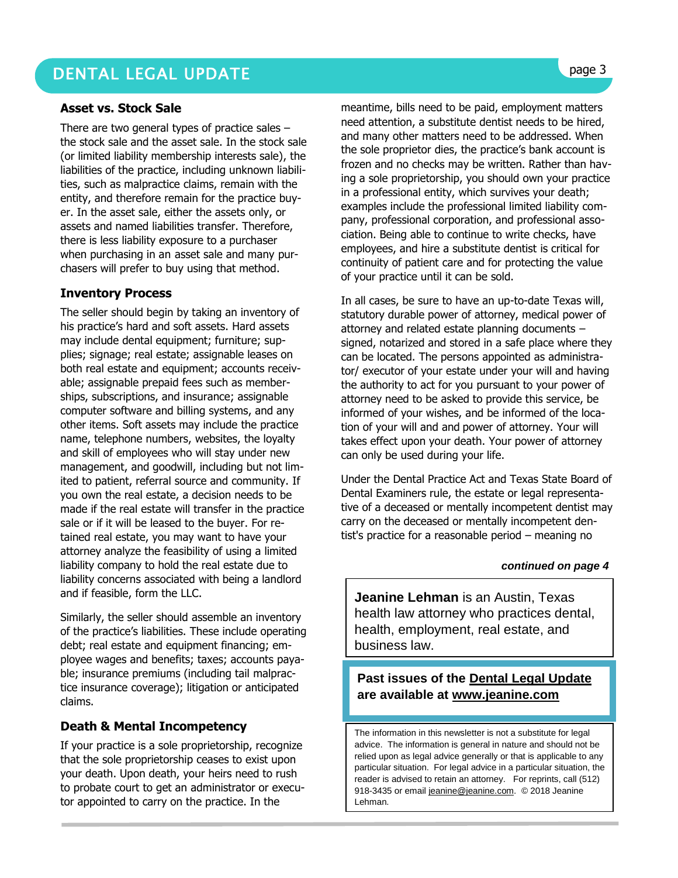## Asset vs. Stock Sale

There are two general types of practice sales – the stock sale and the asset sale. In the stock sale (or limited liability membership interests sale), the liabilities of the practice, including unknown liabilities, such as malpractice claims, remain with the entity, and therefore remain for the practice buyer. In the asset sale, either the assets only, or assets and named liabilities transfer. Therefore, there is less liability exposure to a purchaser when purchasing in an asset sale and many purchasers will prefer to buy using that method.

## Inventory Process

The seller should begin by taking an inventory of his practice's hard and soft assets. Hard assets may include dental equipment; furniture; supplies; signage; real estate; assignable leases on both real estate and equipment; accounts receivable; assignable prepaid fees such as memberships, subscriptions, and insurance; assignable computer software and billing systems, and any other items. Soft assets may include the practice name, telephone numbers, websites, the loyalty and skill of employees who will stay under new management, and goodwill, including but not limited to patient, referral source and community. If you own the real estate, a decision needs to be made if the real estate will transfer in the practice sale or if it will be leased to the buyer. For retained real estate, you may want to have your attorney analyze the feasibility of using a limited liability company to hold the real estate due to liability concerns associated with being a landlord and if feasible, form the LLC.

Similarly, the seller should assemble an inventory of the practice's liabilities. These include operating debt; real estate and equipment financing; employee wages and benefits; taxes; accounts payable; insurance premiums (including tail malpractice insurance coverage); litigation or anticipated claims.

## Death & Mental Incompetency

If your practice is a sole proprietorship, recognize that the sole proprietorship ceases to exist upon your death. Upon death, your heirs need to rush to probate court to get an administrator or executor appointed to carry on the practice. In the meantime, bills need to be paid, employment matters need attention, a substitute dentist needs to be hired, and many other matters need to be addressed. When the sole proprietor dies, the practice's bank account is frozen and no checks may be written. Rather than having a sole proprietorship, you should own your practice in a professional entity, which survives your death; examples include the professional limited liability company, professional corporation, and professional association. Being able to continue to write checks, have employees, and hire a substitute dentist is critical for continuity of patient care and for protecting the value of your practice until it can be sold.

In all cases, be sure to have an up-to-date Texas will, statutory durable power of attorney, medical power of attorney and related estate planning documents – signed, notarized and stored in a safe place where they can be located. The persons appointed as administrator/ executor of your estate under your will and having the authority to act for you pursuant to your power of attorney need to be asked to provide this service, be informed of your wishes, and be informed of the location of your will and and power of attorney. Your will takes effect upon your death. Your power of attorney can only be used during your life.

Under the Dental Practice Act and Texas State Board of Dental Examiners rule, the estate or legal representative of a deceased or mentally incompetent dentist may carry on the deceased or mentally incompetent dentist's practice for a reasonable period – meaning no

***continued on page 4***

**Jeanine Lehman** is an Austin, Texas health law attorney who practices dental, health, employment, real estate, and business law.

**Past issues of the Dental Legal Update are available at www.jeanine.com**

The information in this newsletter is not a substitute for legal advice. The information is general in nature and should not be relied upon as legal advice generally or that is applicable to any particular situation. For legal advice in a particular situation, the reader is advised to retain an attorney. For reprints, call (512) 918-3435 or email jeanine@jeanine.com. © 2018 Jeanine Lehman.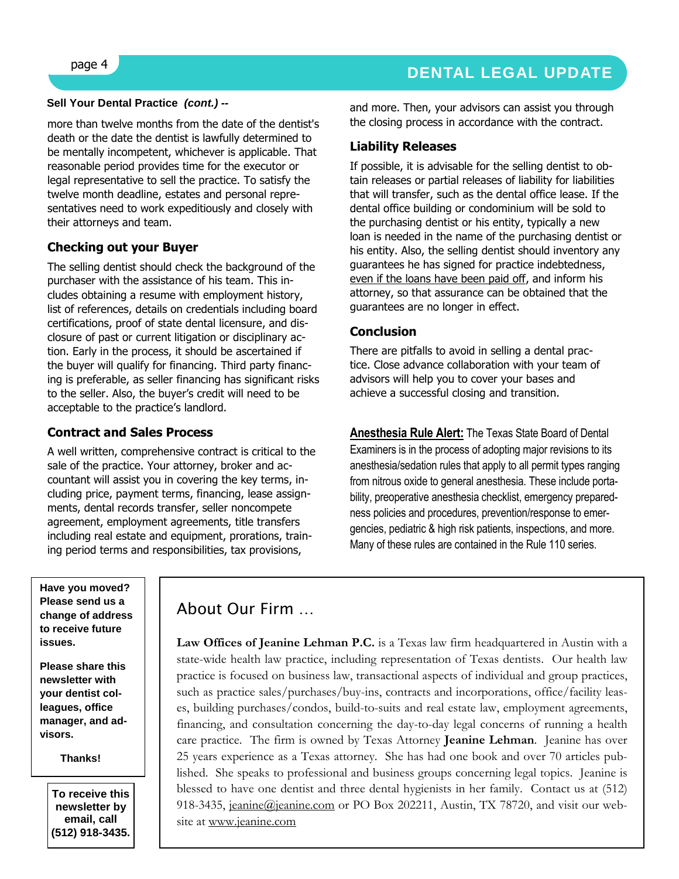**Sell Your Dental Practice** ***(cont.) --***

more than twelve months from the date of the dentist's death or the date the dentist is lawfully determined to be mentally incompetent, whichever is applicable. That reasonable period provides time for the executor or legal representative to sell the practice. To satisfy the twelve month deadline, estates and personal representatives need to work expeditiously and closely with their attorneys and team.

### Checking out your Buyer

The selling dentist should check the background of the purchaser with the assistance of his team. This includes obtaining a resume with employment history, list of references, details on credentials including board certifications, proof of state dental licensure, and disclosure of past or current litigation or disciplinary action. Early in the process, it should be ascertained if the buyer will qualify for financing. Third party financing is preferable, as seller financing has significant risks to the seller. Also, the buyer's credit will need to be acceptable to the practice's landlord.

### Contract and Sales Process

A well written, comprehensive contract is critical to the sale of the practice. Your attorney, broker and accountant will assist you in covering the key terms, including price, payment terms, financing, lease assignments, dental records transfer, seller noncompete agreement, employment agreements, title transfers including real estate and equipment, prorations, training period terms and responsibilities, tax provisions, and more. Then, your advisors can assist you through the closing process in accordance with the contract.

### Liability Releases

If possible, it is advisable for the selling dentist to obtain releases or partial releases of liability for liabilities that will transfer, such as the dental office lease. If the dental office building or condominium will be sold to the purchasing dentist or his entity, typically a new loan is needed in the name of the purchasing dentist or his entity. Also, the selling dentist should inventory any guarantees he has signed for practice indebtedness, even if the loans have been paid off, and inform his attorney, so that assurance can be obtained that the guarantees are no longer in effect.

### Conclusion

There are pitfalls to avoid in selling a dental practice. Close advance collaboration with your team of advisors will help you to cover your bases and achieve a successful closing and transition.

**Anesthesia Rule Alert:** The Texas State Board of Dental Examiners is in the process of adopting major revisions to its anesthesia/sedation rules that apply to all permit types ranging from nitrous oxide to general anesthesia. These include portability, preoperative anesthesia checklist, emergency preparedness policies and procedures, prevention/response to emergencies, pediatric & high risk patients, inspections, and more. Many of these rules are contained in the Rule 110 series.

**Have you moved? Please send us a change of address to receive future issues.**

**Please share this newsletter with your dentist colleagues, office manager, and advisors.**

**Thanks!**

**To receive this newsletter by email, call (512) 918-3435.**

## About Our Firm …

**Law Offices of Jeanine Lehman P.C.** is a Texas law firm headquartered in Austin with a state-wide health law practice, including representation of Texas dentists. Our health law practice is focused on business law, transactional aspects of individual and group practices, such as practice sales/purchases/buy-ins, contracts and incorporations, office/facility leases, building purchases/condos, build-to-suits and real estate law, employment agreements, financing, and consultation concerning the day-to-day legal concerns of running a health care practice. The firm is owned by Texas Attorney **Jeanine Lehman**. Jeanine has over 25 years experience as a Texas attorney. She has had one book and over 70 articles published. She speaks to professional and business groups concerning legal topics. Jeanine is blessed to have one dentist and three dental hygienists in her family. Contact us at (512) 918-3435, jeanine@jeanine.com or PO Box 202211, Austin, TX 78720, and visit our website at www.jeanine.com